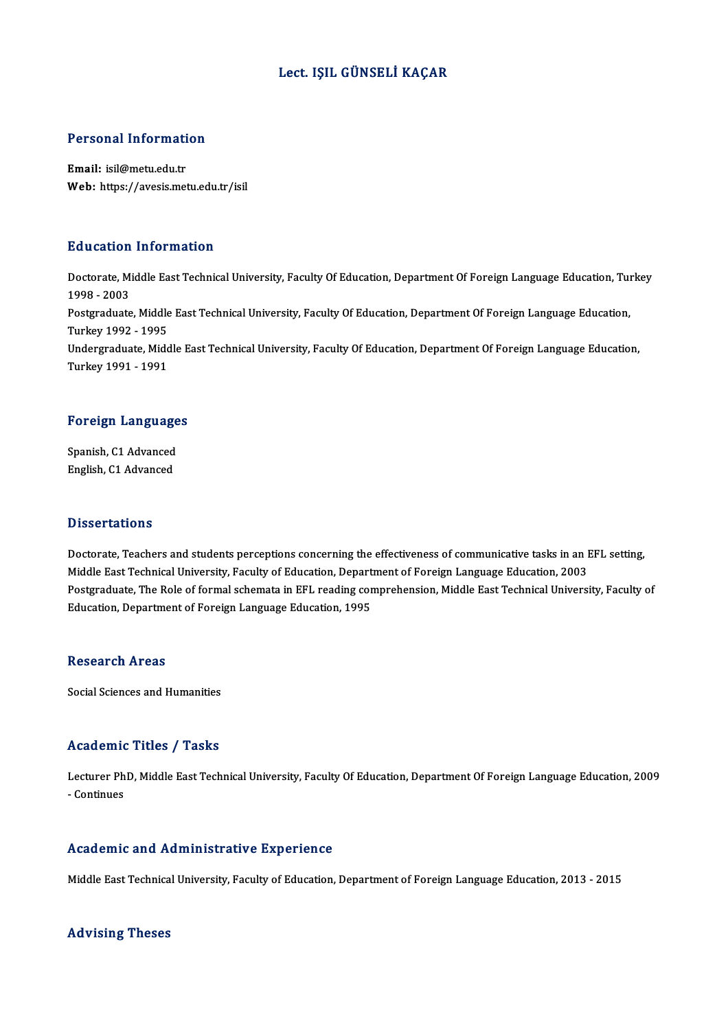# Lect. IŞIL GÜNSELİ KAÇAR

## Personal Information

**Email:** isil@metu.edu.tr
**Web:** https://avesis.metu.edu.tr/isil

## Education Information

Doctorate, Middle East Technical University, Faculty Of Education, Department Of Foreign Language Education, Turkey 1998 - 2003

Postgraduate, Middle East Technical University, Faculty Of Education, Department Of Foreign Language Education, Turkey 1992 - 1995

Undergraduate, Middle East Technical University, Faculty Of Education, Department Of Foreign Language Education, Turkey 1991 - 1991

## Foreign Languages

Spanish, C1 Advanced
English, C1 Advanced

## Dissertations

Doctorate, Teachers and students perceptions concerning the effectiveness of communicative tasks in an EFL setting, Middle East Technical University, Faculty of Education, Department of Foreign Language Education, 2003

Postgraduate, The Role of formal schemata in EFL reading comprehension, Middle East Technical University, Faculty of Education, Department of Foreign Language Education, 1995

## Research Areas

Social Sciences and Humanities

## Academic Titles / Tasks

Lecturer PhD, Middle East Technical University, Faculty Of Education, Department Of Foreign Language Education, 2009 - Continues

## Academic and Administrative Experience

Middle East Technical University, Faculty of Education, Department of Foreign Language Education, 2013 - 2015

## Advising Theses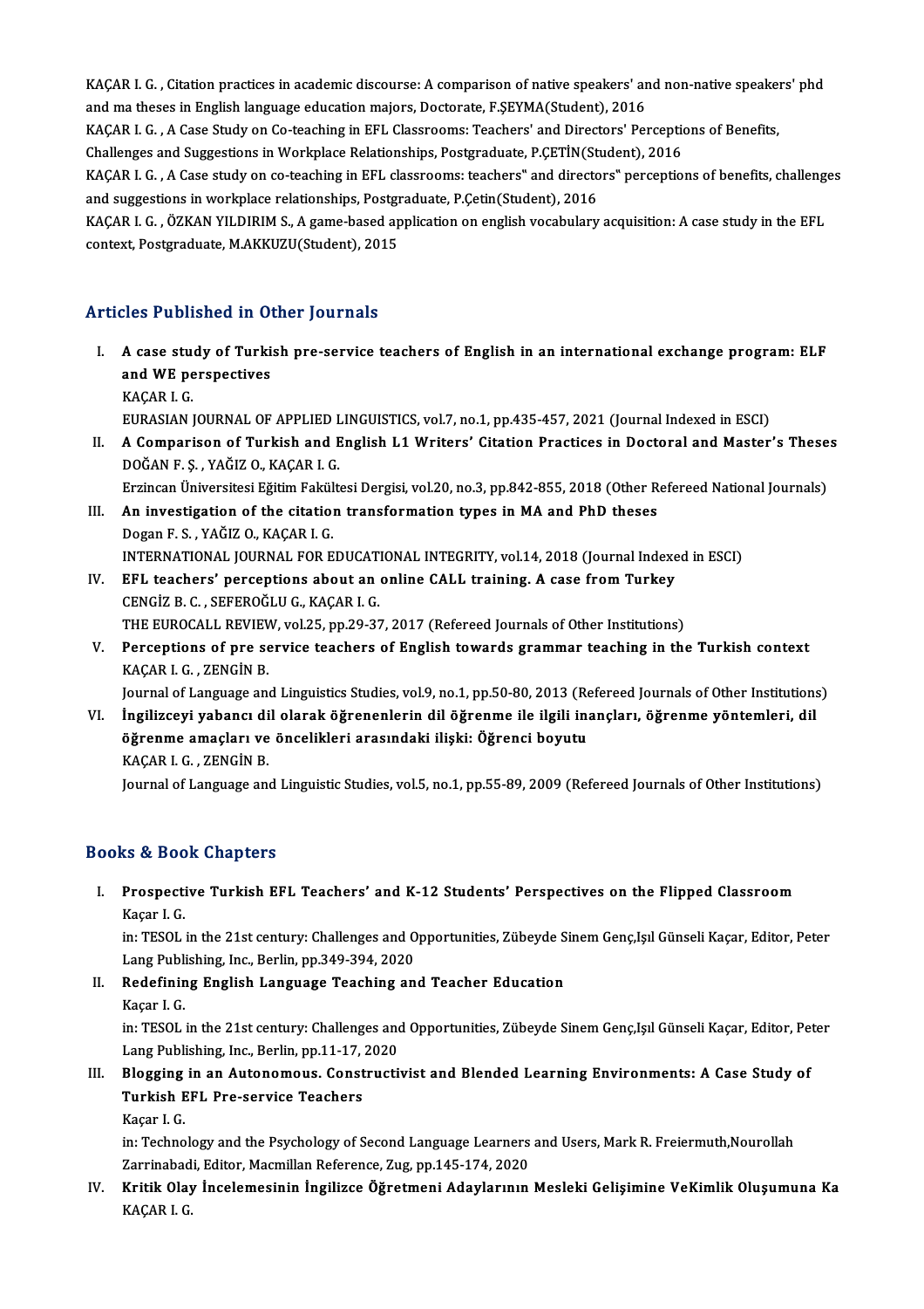KAÇAR I. G. , Citation practices in academic discourse: A comparison of native speakers' and non-native speakers' phd and ma theses in English language education majors, Doctorate, F.ŞEYMA(Student), 2016

KAÇAR I. G. , A Case Study on Co-teaching in EFL Classrooms: Teachers' and Directors' Perceptions of Benefits, Challenges and Suggestions in Workplace Relationships, Postgraduate, P.ÇETİN(Student), 2016

KAÇAR I. G. , A Case study on co-teaching in EFL classrooms: teachers" and directors" perceptions of benefits, challenges and suggestions in workplace relationships, Postgraduate, P.Çetin(Student), 2016

KAÇAR I. G. , ÖZKAN YILDIRIM S., A game-based application on english vocabulary acquisition: A case study in the EFL context, Postgraduate, M.AKKUZU(Student), 2015

## Articles Published in Other Journals

I. **A case study of Turkish pre-service teachers of English in an international exchange program: ELF and WE perspectives**
   KAÇAR I. G.
   EURASIAN JOURNAL OF APPLIED LINGUISTICS, vol.7, no.1, pp.435-457, 2021 (Journal Indexed in ESCI)

II. **A Comparison of Turkish and English L1 Writers' Citation Practices in Doctoral and Master's Theses**
   DOĞAN F. Ş. , YAĞIZ O., KAÇAR I. G.
   Erzincan Üniversitesi Eğitim Fakültesi Dergisi, vol.20, no.3, pp.842-855, 2018 (Other Refereed National Journals)

III. **An investigation of the citation transformation types in MA and PhD theses**
   Dogan F. S. , YAĞIZ O., KAÇAR I. G.
   INTERNATIONAL JOURNAL FOR EDUCATIONAL INTEGRITY, vol.14, 2018 (Journal Indexed in ESCI)

IV. **EFL teachers' perceptions about an online CALL training. A case from Turkey**
   CENGİZ B. C. , SEFEROĞLU G., KAÇAR I. G.
   THE EUROCALL REVIEW, vol.25, pp.29-37, 2017 (Refereed Journals of Other Institutions)

V. **Perceptions of pre service teachers of English towards grammar teaching in the Turkish context**
   KAÇAR I. G. , ZENGİN B.
   Journal of Language and Linguistics Studies, vol.9, no.1, pp.50-80, 2013 (Refereed Journals of Other Institutions)

VI. **İngilizceyi yabancı dil olarak öğrenenlerin dil öğrenme ile ilgili inançları, öğrenme yöntemleri, dil öğrenme amaçları ve öncelikleri arasındaki ilişki: Öğrenci boyutu**
   KAÇAR I. G. , ZENGİN B.
   Journal of Language and Linguistic Studies, vol.5, no.1, pp.55-89, 2009 (Refereed Journals of Other Institutions)

## Books & Book Chapters

I. **Prospective Turkish EFL Teachers' and K-12 Students' Perspectives on the Flipped Classroom**
   Kaçar I. G.
   in: TESOL in the 21st century: Challenges and Opportunities, Zübeyde Sinem Genç,Işıl Günseli Kaçar, Editor, Peter Lang Publishing, Inc., Berlin, pp.349-394, 2020

II. **Redefining English Language Teaching and Teacher Education**
   Kaçar I. G.
   in: TESOL in the 21st century: Challenges and Opportunities, Zübeyde Sinem Genç,Işıl Günseli Kaçar, Editor, Peter Lang Publishing, Inc., Berlin, pp.11-17, 2020

III. **Blogging in an Autonomous. Constructivist and Blended Learning Environments: A Case Study of Turkish EFL Pre-service Teachers**
   Kaçar I. G.
   in: Technology and the Psychology of Second Language Learners and Users, Mark R. Freiermuth,Nourollah Zarrinabadi, Editor, Macmillan Reference, Zug, pp.145-174, 2020

IV. **Kritik Olay İncelemesinin İngilizce Öğretmeni Adaylarının Mesleki Gelişimine VeKimlik Oluşumuna Ka**
   KAÇAR I. G.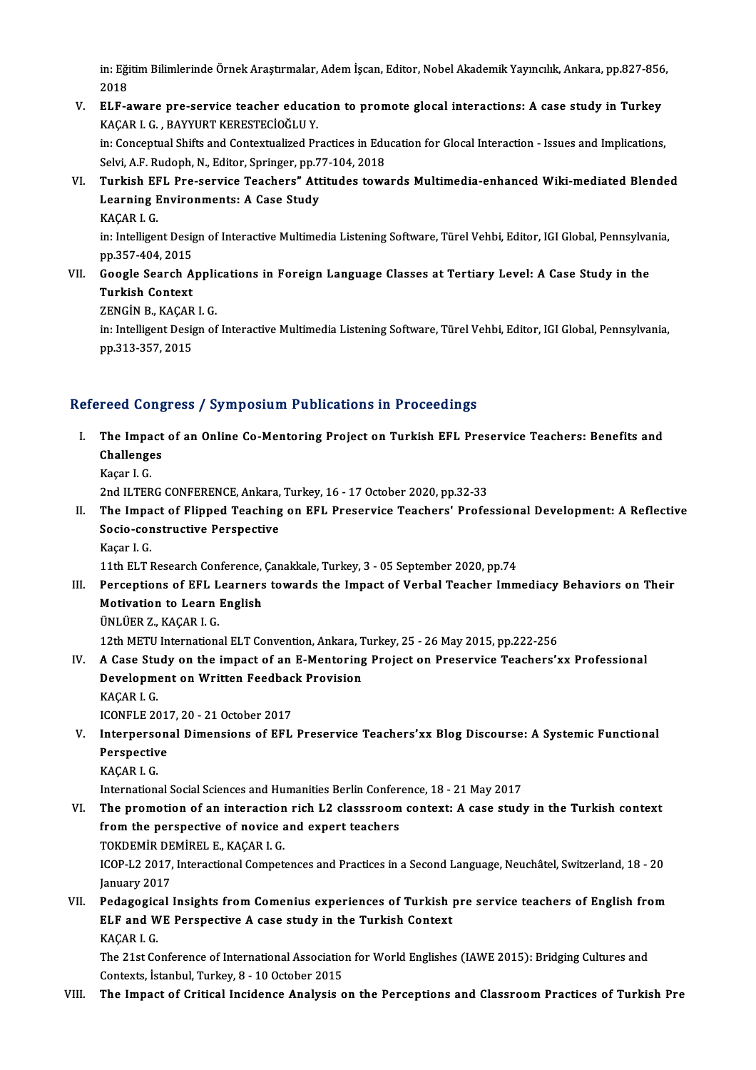in: Eğitim Bilimlerinde Örnek Araştırmalar, Adem İşcan, Editor, Nobel Akademik Yayıncılık, Ankara, pp.827-856, 2018

V. **ELF-aware pre-service teacher education to promote glocal interactions: A case study in Turkey**
KAÇAR I. G. , BAYYURT KERESTECİOĞLU Y.
in: Conceptual Shifts and Contextualized Practices in Education for Glocal Interaction - Issues and Implications, Selvi, A.F. Rudoph, N., Editor, Springer, pp.77-104, 2018

VI. **Turkish EFL Pre-service Teachers" Attitudes towards Multimedia-enhanced Wiki-mediated Blended Learning Environments: A Case Study**
KAÇAR I. G.
in: Intelligent Design of Interactive Multimedia Listening Software, Türel Vehbi, Editor, IGI Global, Pennsylvania, pp.357-404, 2015

VII. **Google Search Applications in Foreign Language Classes at Tertiary Level: A Case Study in the Turkish Context**
ZENGİN B., KAÇAR I. G.
in: Intelligent Design of Interactive Multimedia Listening Software, Türel Vehbi, Editor, IGI Global, Pennsylvania, pp.313-357, 2015

## Refereed Congress / Symposium Publications in Proceedings

I. **The Impact of an Online Co-Mentoring Project on Turkish EFL Preservice Teachers: Benefits and Challenges**
Kaçar I. G.
2nd ILTERG CONFERENCE, Ankara, Turkey, 16 - 17 October 2020, pp.32-33

II. **The Impact of Flipped Teaching on EFL Preservice Teachers' Professional Development: A Reflective Socio-constructive Perspective**
Kaçar I. G.
11th ELT Research Conference, Çanakkale, Turkey, 3 - 05 September 2020, pp.74

III. **Perceptions of EFL Learners towards the Impact of Verbal Teacher Immediacy Behaviors on Their Motivation to Learn English**
ÜNLÜER Z., KAÇAR I. G.
12th METU International ELT Convention, Ankara, Turkey, 25 - 26 May 2015, pp.222-256

IV. **A Case Study on the impact of an E-Mentoring Project on Preservice Teachers'xx Professional Development on Written Feedback Provision**
KAÇAR I. G.
ICONFLE 2017, 20 - 21 October 2017

V. **Interpersonal Dimensions of EFL Preservice Teachers'xx Blog Discourse: A Systemic Functional Perspective**
KAÇAR I. G.
International Social Sciences and Humanities Berlin Conference, 18 - 21 May 2017

VI. **The promotion of an interaction rich L2 classsroom context: A case study in the Turkish context from the perspective of novice and expert teachers**
TOKDEMİR DEMİREL E., KAÇAR I. G.
ICOP-L2 2017, Interactional Competences and Practices in a Second Language, Neuchâtel, Switzerland, 18 - 20 January 2017

VII. **Pedagogical Insights from Comenius experiences of Turkish pre service teachers of English from ELF and WE Perspective A case study in the Turkish Context**
KAÇAR I. G.
The 21st Conference of International Association for World Englishes (IAWE 2015): Bridging Cultures and Contexts, İstanbul, Turkey, 8 - 10 October 2015

VIII. **The Impact of Critical Incidence Analysis on the Perceptions and Classroom Practices of Turkish Pre**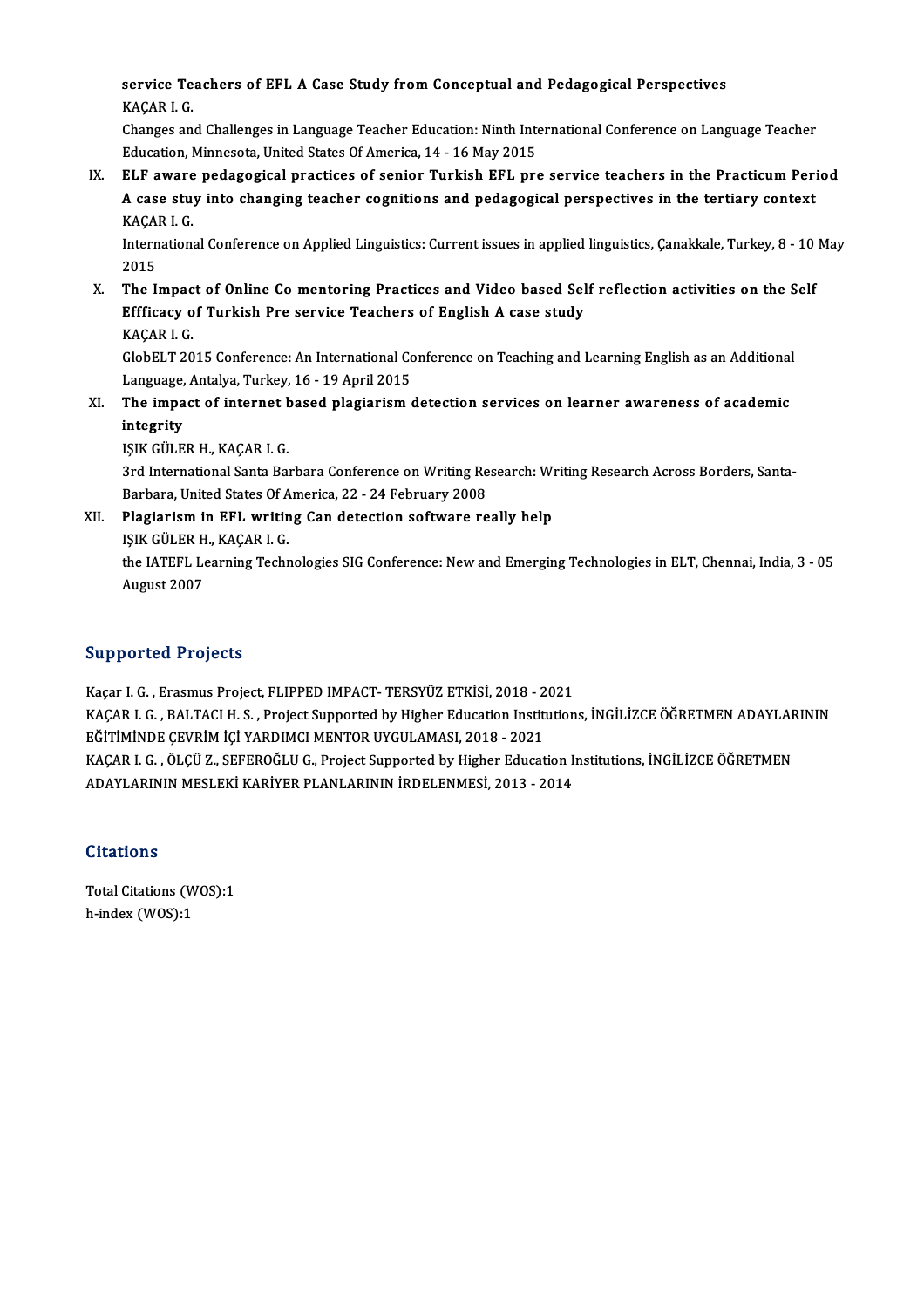service Teachers of EFL A Case Study from Conceptual and Pedagogical Perspectives
KAÇAR I. G.
Changes and Challenges in Language Teacher Education: Ninth International Conference on Language Teacher Education, Minnesota, United States Of America, 14 - 16 May 2015

IX. **ELF aware pedagogical practices of senior Turkish EFL pre service teachers in the Practicum Period A case stuy into changing teacher cognitions and pedagogical perspectives in the tertiary context**
KAÇAR I. G.
International Conference on Applied Linguistics: Current issues in applied linguistics, Çanakkale, Turkey, 8 - 10 May 2015

X. **The Impact of Online Co mentoring Practices and Video based Self reflection activities on the Self Effficacy of Turkish Pre service Teachers of English A case study**
KAÇAR I. G.
GlobELT 2015 Conference: An International Conference on Teaching and Learning English as an Additional Language, Antalya, Turkey, 16 - 19 April 2015

XI. **The impact of internet based plagiarism detection services on learner awareness of academic integrity**
IŞIK GÜLER H., KAÇAR I. G.
3rd International Santa Barbara Conference on Writing Research: Writing Research Across Borders, Santa-Barbara, United States Of America, 22 - 24 February 2008

XII. **Plagiarism in EFL writing Can detection software really help**
IŞIK GÜLER H., KAÇAR I. G.
the IATEFL Learning Technologies SIG Conference: New and Emerging Technologies in ELT, Chennai, India, 3 - 05 August 2007

## Supported Projects

Kaçar I. G. , Erasmus Project, FLIPPED IMPACT- TERSYÜZ ETKİSİ, 2018 - 2021

KAÇAR I. G. , BALTACI H. S. , Project Supported by Higher Education Institutions, İNGİLİZCE ÖĞRETMEN ADAYLARININ EĞİTİMİNDE ÇEVRİM İÇİ YARDIMCI MENTOR UYGULAMASI, 2018 - 2021

KAÇAR I. G. , ÖLÇÜ Z., SEFEROĞLU G., Project Supported by Higher Education Institutions, İNGİLİZCE ÖĞRETMEN ADAYLARININ MESLEKİ KARİYER PLANLARININ İRDELENMESİ, 2013 - 2014

## Citations

Total Citations (WOS):1
h-index (WOS):1